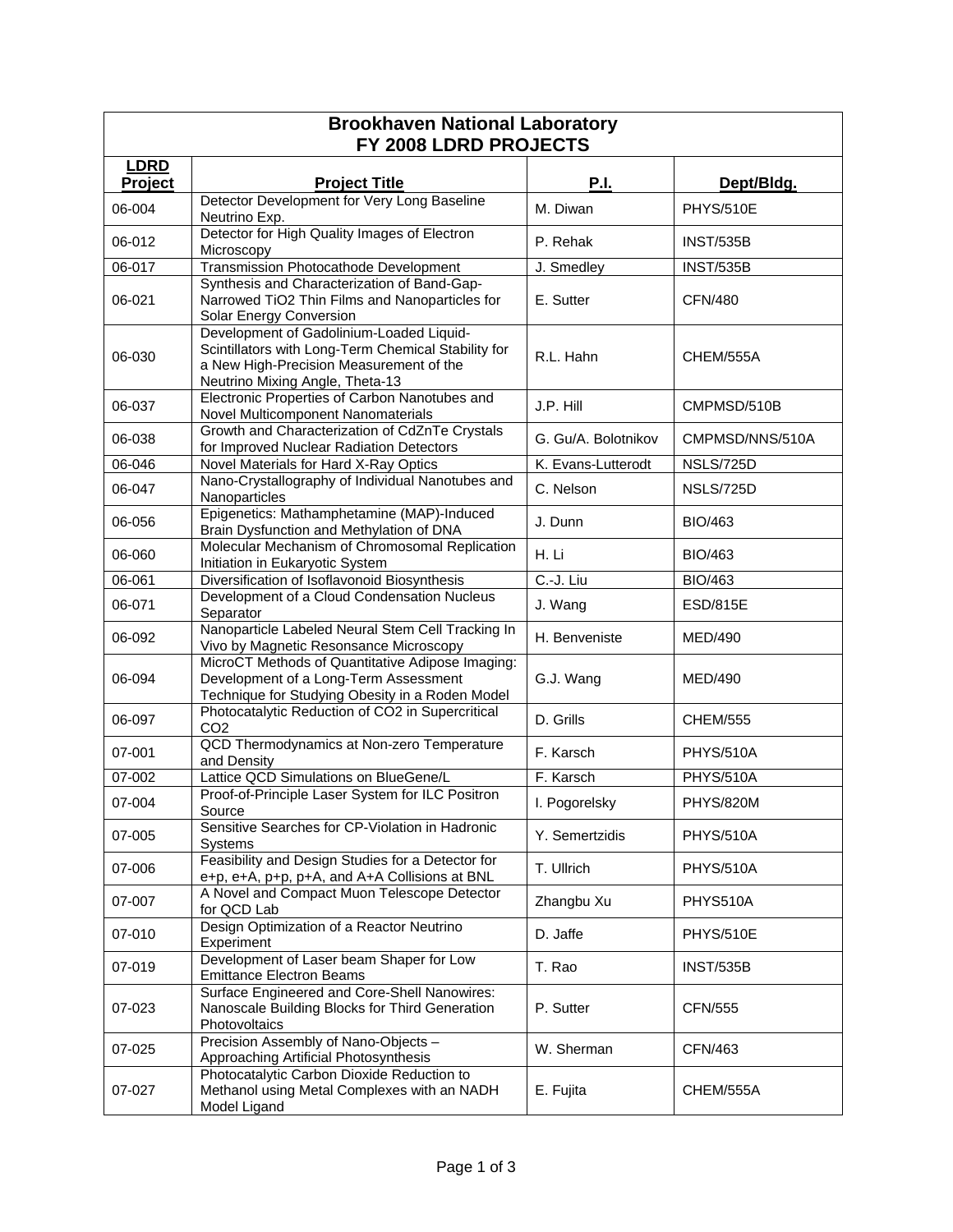# Brookhaven National Laboratory
## FY 2008 LDRD PROJECTS

| LDRD Project | Project Title | P.I. | Dept/Bldg. |
|---|---|---|---|
| 06-004 | Detector Development for Very Long Baseline Neutrino Exp. | M. Diwan | PHYS/510E |
| 06-012 | Detector for High Quality Images of Electron Microscopy | P. Rehak | INST/535B |
| 06-017 | Transmission Photocathode Development | J. Smedley | INST/535B |
| 06-021 | Synthesis and Characterization of Band-Gap-Narrowed $TiO_2$ Thin Films and Nanoparticles for Solar Energy Conversion | E. Sutter | CFN/480 |
| 06-030 | Development of Gadolinium-Loaded Liquid-Scintillators with Long-Term Chemical Stability for a New High-Precision Measurement of the Neutrino Mixing Angle, Theta-13 | R.L. Hahn | CHEM/555A |
| 06-037 | Electronic Properties of Carbon Nanotubes and Novel Multicomponent Nanomaterials | J.P. Hill | CMPMSD/510B |
| 06-038 | Growth and Characterization of CdZnTe Crystals for Improved Nuclear Radiation Detectors | G. Gu/A. Bolotnikov | CMPMSD/NNS/510A |
| 06-046 | Novel Materials for Hard X-Ray Optics | K. Evans-Lutterodt | NSLS/725D |
| 06-047 | Nano-Crystallography of Individual Nanotubes and Nanoparticles | C. Nelson | NSLS/725D |
| 06-056 | Epigenetics: Mathamphetamine (MAP)-Induced Brain Dysfunction and Methylation of DNA | J. Dunn | BIO/463 |
| 06-060 | Molecular Mechanism of Chromosomal Replication Initiation in Eukaryotic System | H. Li | BIO/463 |
| 06-061 | Diversification of Isoflavonoid Biosynthesis | C.-J. Liu | BIO/463 |
| 06-071 | Development of a Cloud Condensation Nucleus Separator | J. Wang | ESD/815E |
| 06-092 | Nanoparticle Labeled Neural Stem Cell Tracking In Vivo by Magnetic Resonsance Microscopy | H. Benveniste | MED/490 |
| 06-094 | MicroCT Methods of Quantitative Adipose Imaging: Development of a Long-Term Assessment Technique for Studying Obesity in a Roden Model | G.J. Wang | MED/490 |
| 06-097 | Photocatalytic Reduction of $CO_2$ in Supercritical $CO_2$ | D. Grills | CHEM/555 |
| 07-001 | QCD Thermodynamics at Non-zero Temperature and Density | F. Karsch | PHYS/510A |
| 07-002 | Lattice QCD Simulations on BlueGene/L | F. Karsch | PHYS/510A |
| 07-004 | Proof-of-Principle Laser System for ILC Positron Source | I. Pogorelsky | PHYS/820M |
| 07-005 | Sensitive Searches for CP-Violation in Hadronic Systems | Y. Semertzidis | PHYS/510A |
| 07-006 | Feasibility and Design Studies for a Detector for e+p, e+A, p+p, p+A, and A+A Collisions at BNL | T. Ullrich | PHYS/510A |
| 07-007 | A Novel and Compact Muon Telescope Detector for QCD Lab | Zhangbu Xu | PHYS510A |
| 07-010 | Design Optimization of a Reactor Neutrino Experiment | D. Jaffe | PHYS/510E |
| 07-019 | Development of Laser beam Shaper for Low Emittance Electron Beams | T. Rao | INST/535B |
| 07-023 | Surface Engineered and Core-Shell Nanowires: Nanoscale Building Blocks for Third Generation Photovoltaics | P. Sutter | CFN/555 |
| 07-025 | Precision Assembly of Nano-Objects – Approaching Artificial Photosynthesis | W. Sherman | CFN/463 |
| 07-027 | Photocatalytic Carbon Dioxide Reduction to Methanol using Metal Complexes with an NADH Model Ligand | E. Fujita | CHEM/555A |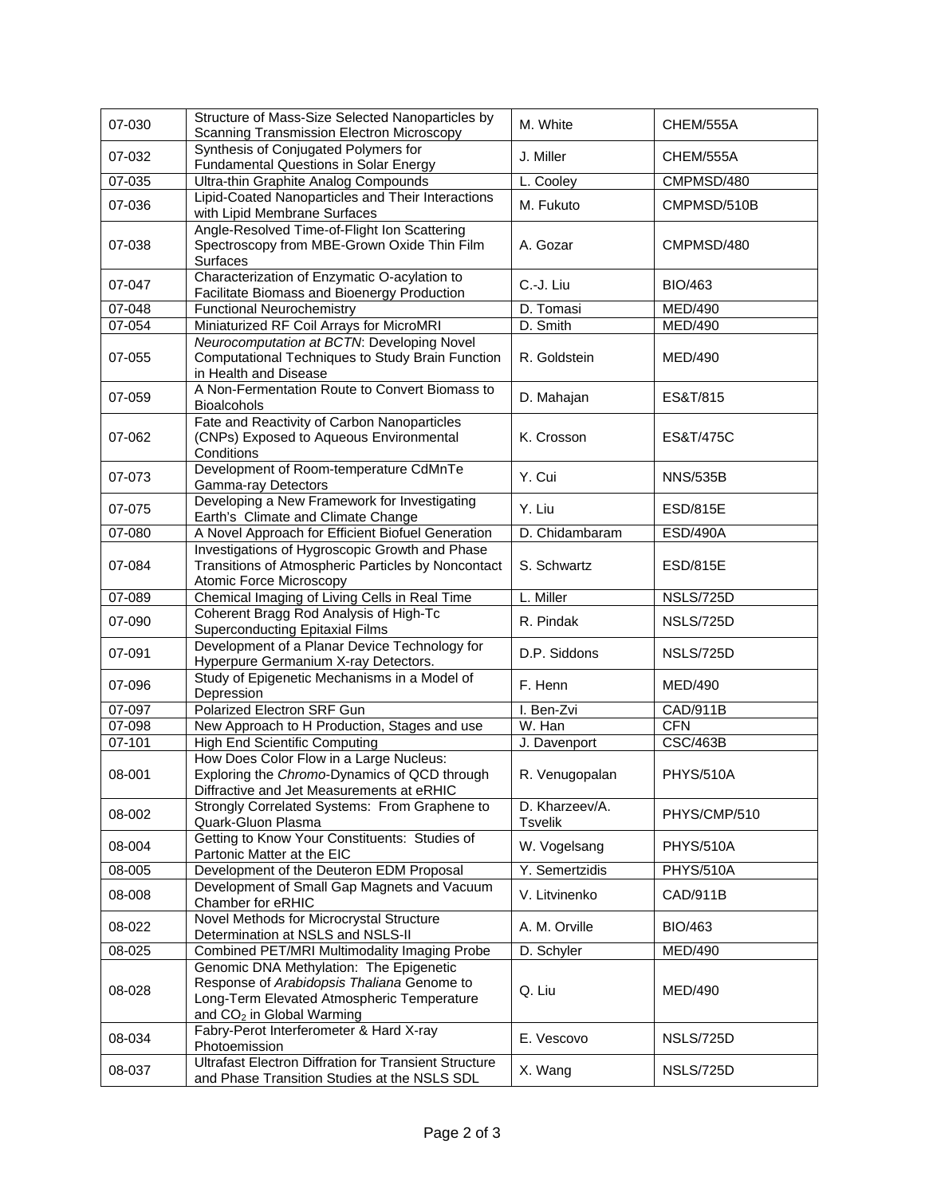| 07-030 | Structure of Mass-Size Selected Nanoparticles by Scanning Transmission Electron Microscopy | M. White | CHEM/555A |
|---|---|---|---|
| 07-032 | Synthesis of Conjugated Polymers for Fundamental Questions in Solar Energy | J. Miller | CHEM/555A |
| 07-035 | Ultra-thin Graphite Analog Compounds | L. Cooley | CMPMSD/480 |
| 07-036 | Lipid-Coated Nanoparticles and Their Interactions with Lipid Membrane Surfaces | M. Fukuto | CMPMSD/510B |
| 07-038 | Angle-Resolved Time-of-Flight Ion Scattering Spectroscopy from MBE-Grown Oxide Thin Film Surfaces | A. Gozar | CMPMSD/480 |
| 07-047 | Characterization of Enzymatic O-acylation to Facilitate Biomass and Bioenergy Production | C.-J. Liu | BIO/463 |
| 07-048 | Functional Neurochemistry | D. Tomasi | MED/490 |
| 07-054 | Miniaturized RF Coil Arrays for MicroMRI | D. Smith | MED/490 |
| 07-055 | *Neurocomputation at BCTN*: Developing Novel Computational Techniques to Study Brain Function in Health and Disease | R. Goldstein | MED/490 |
| 07-059 | A Non-Fermentation Route to Convert Biomass to Bioalcohols | D. Mahajan | ES&T/815 |
| 07-062 | Fate and Reactivity of Carbon Nanoparticles (CNPs) Exposed to Aqueous Environmental Conditions | K. Crosson | ES&T/475C |
| 07-073 | Development of Room-temperature CdMnTe Gamma-ray Detectors | Y. Cui | NNS/535B |
| 07-075 | Developing a New Framework for Investigating Earth's Climate and Climate Change | Y. Liu | ESD/815E |
| 07-080 | A Novel Approach for Efficient Biofuel Generation | D. Chidambaram | ESD/490A |
| 07-084 | Investigations of Hygroscopic Growth and Phase Transitions of Atmospheric Particles by Noncontact Atomic Force Microscopy | S. Schwartz | ESD/815E |
| 07-089 | Chemical Imaging of Living Cells in Real Time | L. Miller | NSLS/725D |
| 07-090 | Coherent Bragg Rod Analysis of High-Tc Superconducting Epitaxial Films | R. Pindak | NSLS/725D |
| 07-091 | Development of a Planar Device Technology for Hyperpure Germanium X-ray Detectors. | D.P. Siddons | NSLS/725D |
| 07-096 | Study of Epigenetic Mechanisms in a Model of Depression | F. Henn | MED/490 |
| 07-097 | Polarized Electron SRF Gun | I. Ben-Zvi | CAD/911B |
| 07-098 | New Approach to H Production, Stages and use | W. Han | CFN |
| 07-101 | High End Scientific Computing | J. Davenport | CSC/463B |
| 08-001 | How Does Color Flow in a Large Nucleus: Exploring the *Chromo*-Dynamics of QCD through Diffractive and Jet Measurements at eRHIC | R. Venugopalan | PHYS/510A |
| 08-002 | Strongly Correlated Systems: From Graphene to Quark-Gluon Plasma | D. Kharzeev/A. Tsvelik | PHYS/CMP/510 |
| 08-004 | Getting to Know Your Constituents: Studies of Partonic Matter at the EIC | W. Vogelsang | PHYS/510A |
| 08-005 | Development of the Deuteron EDM Proposal | Y. Semertzidis | PHYS/510A |
| 08-008 | Development of Small Gap Magnets and Vacuum Chamber for eRHIC | V. Litvinenko | CAD/911B |
| 08-022 | Novel Methods for Microcrystal Structure Determination at NSLS and NSLS-II | A. M. Orville | BIO/463 |
| 08-025 | Combined PET/MRI Multimodality Imaging Probe | D. Schyler | MED/490 |
| 08-028 | Genomic DNA Methylation: The Epigenetic Response of *Arabidopsis Thaliana* Genome to Long-Term Elevated Atmospheric Temperature and $CO_2$ in Global Warming | Q. Liu | MED/490 |
| 08-034 | Fabry-Perot Interferometer & Hard X-ray Photoemission | E. Vescovo | NSLS/725D |
| 08-037 | Ultrafast Electron Diffration for Transient Structure and Phase Transition Studies at the NSLS SDL | X. Wang | NSLS/725D |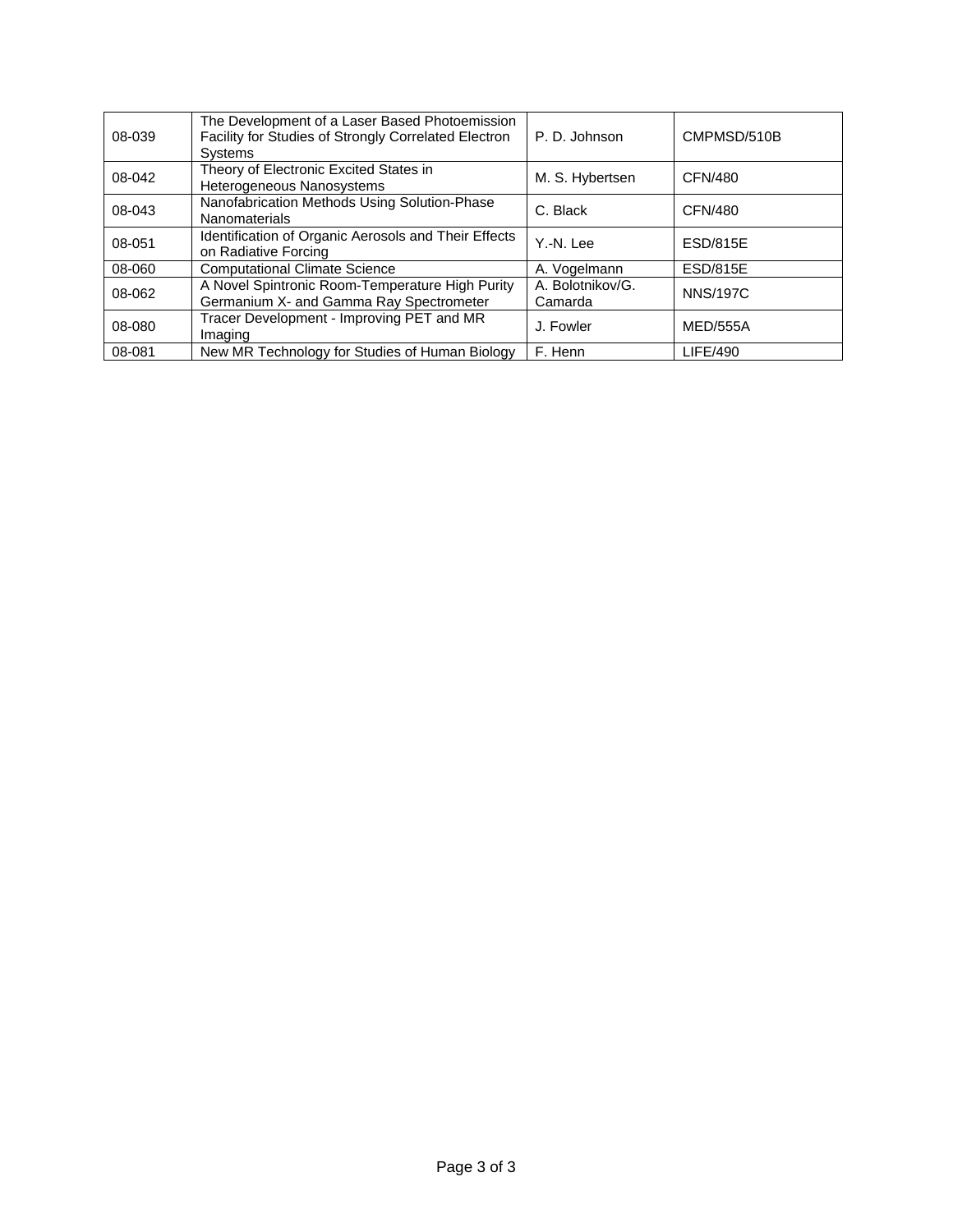| | | | |
|---|---|---|---|
| 08-039 | The Development of a Laser Based Photoemission Facility for Studies of Strongly Correlated Electron Systems | P. D. Johnson | CMPMSD/510B |
| 08-042 | Theory of Electronic Excited States in Heterogeneous Nanosystems | M. S. Hybertsen | CFN/480 |
| 08-043 | Nanofabrication Methods Using Solution-Phase Nanomaterials | C. Black | CFN/480 |
| 08-051 | Identification of Organic Aerosols and Their Effects on Radiative Forcing | Y.-N. Lee | ESD/815E |
| 08-060 | Computational Climate Science | A. Vogelmann | ESD/815E |
| 08-062 | A Novel Spintronic Room-Temperature High Purity Germanium X- and Gamma Ray Spectrometer | A. Bolotnikov/G. Camarda | NNS/197C |
| 08-080 | Tracer Development - Improving PET and MR Imaging | J. Fowler | MED/555A |
| 08-081 | New MR Technology for Studies of Human Biology | F. Henn | LIFE/490 |